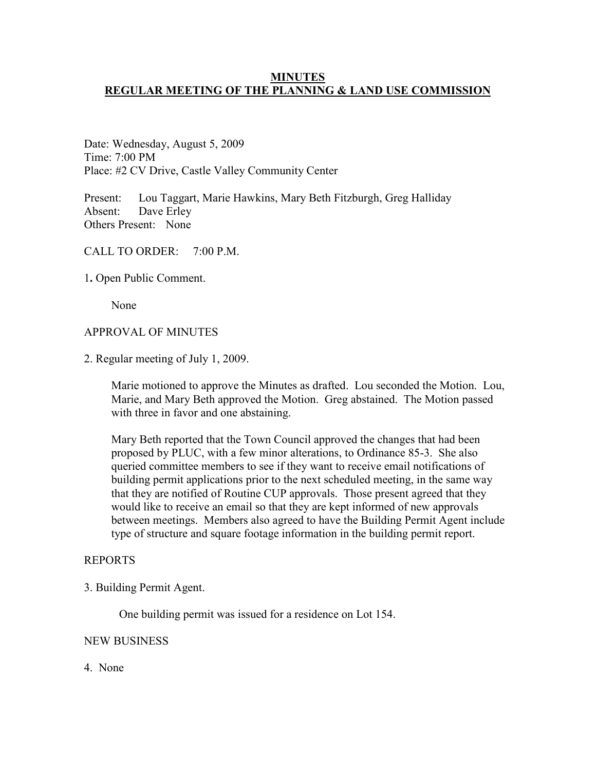# MINUTES
## REGULAR MEETING OF THE PLANNING & LAND USE COMMISSION

Date: Wednesday, August 5, 2009
Time: 7:00 PM
Place: #2 CV Drive, Castle Valley Community Center

Present: Lou Taggart, Marie Hawkins, Mary Beth Fitzburgh, Greg Halliday
Absent: Dave Erley
Others Present: None

CALL TO ORDER: 7:00 P.M.

1. Open Public Comment.

None

APPROVAL OF MINUTES

2. Regular meeting of July 1, 2009.

Marie motioned to approve the Minutes as drafted. Lou seconded the Motion. Lou, Marie, and Mary Beth approved the Motion. Greg abstained. The Motion passed with three in favor and one abstaining.

Mary Beth reported that the Town Council approved the changes that had been proposed by PLUC, with a few minor alterations, to Ordinance 85-3. She also queried committee members to see if they want to receive email notifications of building permit applications prior to the next scheduled meeting, in the same way that they are notified of Routine CUP approvals. Those present agreed that they would like to receive an email so that they are kept informed of new approvals between meetings. Members also agreed to have the Building Permit Agent include type of structure and square footage information in the building permit report.

REPORTS

3. Building Permit Agent.

One building permit was issued for a residence on Lot 154.

NEW BUSINESS

4. None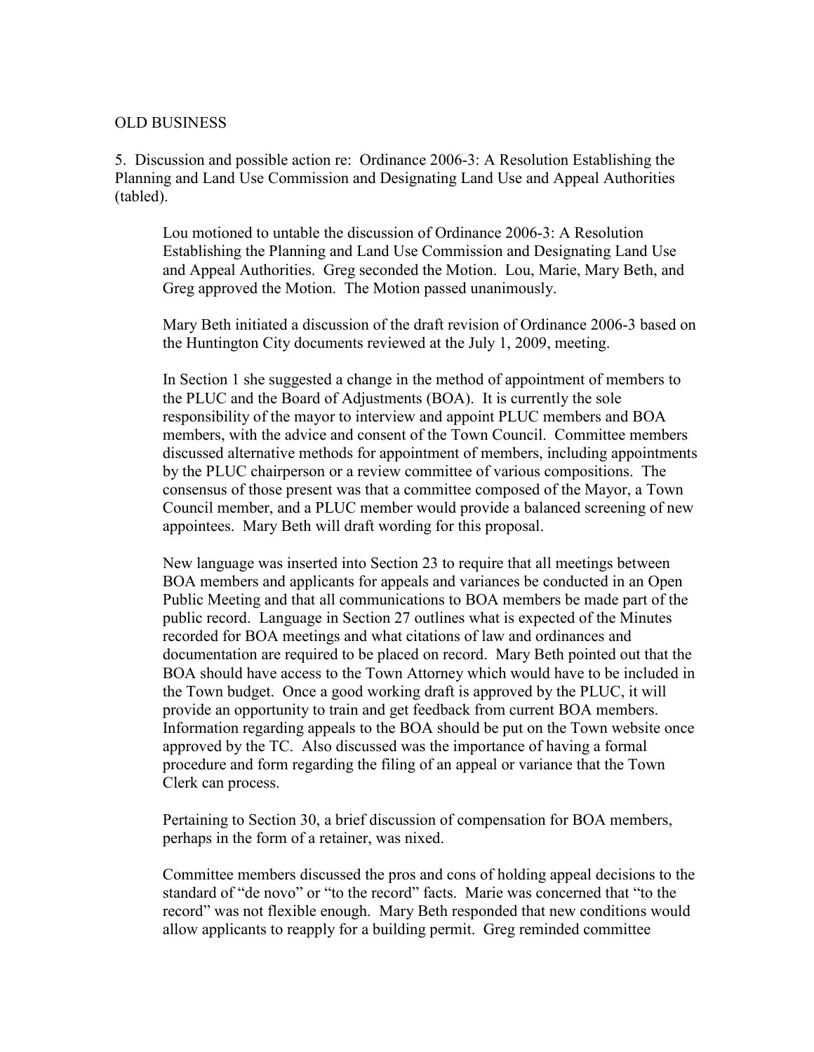OLD BUSINESS

5. Discussion and possible action re: Ordinance 2006-3: A Resolution Establishing the Planning and Land Use Commission and Designating Land Use and Appeal Authorities (tabled).

Lou motioned to untable the discussion of Ordinance 2006-3: A Resolution Establishing the Planning and Land Use Commission and Designating Land Use and Appeal Authorities. Greg seconded the Motion. Lou, Marie, Mary Beth, and Greg approved the Motion. The Motion passed unanimously.

Mary Beth initiated a discussion of the draft revision of Ordinance 2006-3 based on the Huntington City documents reviewed at the July 1, 2009, meeting.

In Section 1 she suggested a change in the method of appointment of members to the PLUC and the Board of Adjustments (BOA). It is currently the sole responsibility of the mayor to interview and appoint PLUC members and BOA members, with the advice and consent of the Town Council. Committee members discussed alternative methods for appointment of members, including appointments by the PLUC chairperson or a review committee of various compositions. The consensus of those present was that a committee composed of the Mayor, a Town Council member, and a PLUC member would provide a balanced screening of new appointees. Mary Beth will draft wording for this proposal.

New language was inserted into Section 23 to require that all meetings between BOA members and applicants for appeals and variances be conducted in an Open Public Meeting and that all communications to BOA members be made part of the public record. Language in Section 27 outlines what is expected of the Minutes recorded for BOA meetings and what citations of law and ordinances and documentation are required to be placed on record. Mary Beth pointed out that the BOA should have access to the Town Attorney which would have to be included in the Town budget. Once a good working draft is approved by the PLUC, it will provide an opportunity to train and get feedback from current BOA members. Information regarding appeals to the BOA should be put on the Town website once approved by the TC. Also discussed was the importance of having a formal procedure and form regarding the filing of an appeal or variance that the Town Clerk can process.

Pertaining to Section 30, a brief discussion of compensation for BOA members, perhaps in the form of a retainer, was nixed.

Committee members discussed the pros and cons of holding appeal decisions to the standard of "de novo" or "to the record" facts. Marie was concerned that "to the record" was not flexible enough. Mary Beth responded that new conditions would allow applicants to reapply for a building permit. Greg reminded committee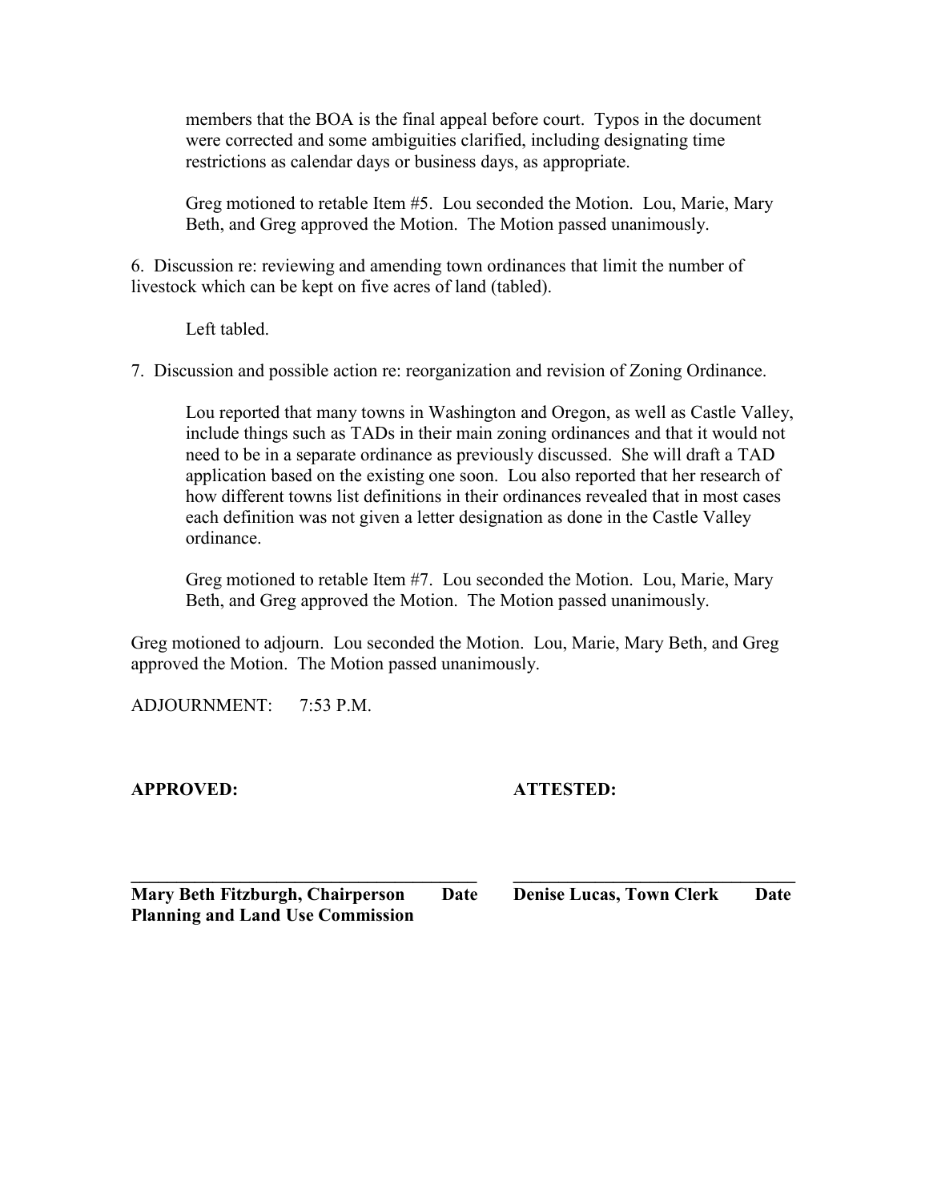members that the BOA is the final appeal before court. Typos in the document were corrected and some ambiguities clarified, including designating time restrictions as calendar days or business days, as appropriate.

Greg motioned to retable Item #5. Lou seconded the Motion. Lou, Marie, Mary Beth, and Greg approved the Motion. The Motion passed unanimously.

6. Discussion re: reviewing and amending town ordinances that limit the number of livestock which can be kept on five acres of land (tabled).

Left tabled.

7. Discussion and possible action re: reorganization and revision of Zoning Ordinance.

Lou reported that many towns in Washington and Oregon, as well as Castle Valley, include things such as TADs in their main zoning ordinances and that it would not need to be in a separate ordinance as previously discussed. She will draft a TAD application based on the existing one soon. Lou also reported that her research of how different towns list definitions in their ordinances revealed that in most cases each definition was not given a letter designation as done in the Castle Valley ordinance.

Greg motioned to retable Item #7. Lou seconded the Motion. Lou, Marie, Mary Beth, and Greg approved the Motion. The Motion passed unanimously.

Greg motioned to adjourn. Lou seconded the Motion. Lou, Marie, Mary Beth, and Greg approved the Motion. The Motion passed unanimously.

ADJOURNMENT: 7:53 P.M.

**APPROVED:** **ATTESTED:**

_______________________________________ _________________________________

**Mary Beth Fitzburgh, Chairperson Date**
**Planning and Land Use Commission**

**Denise Lucas, Town Clerk Date**